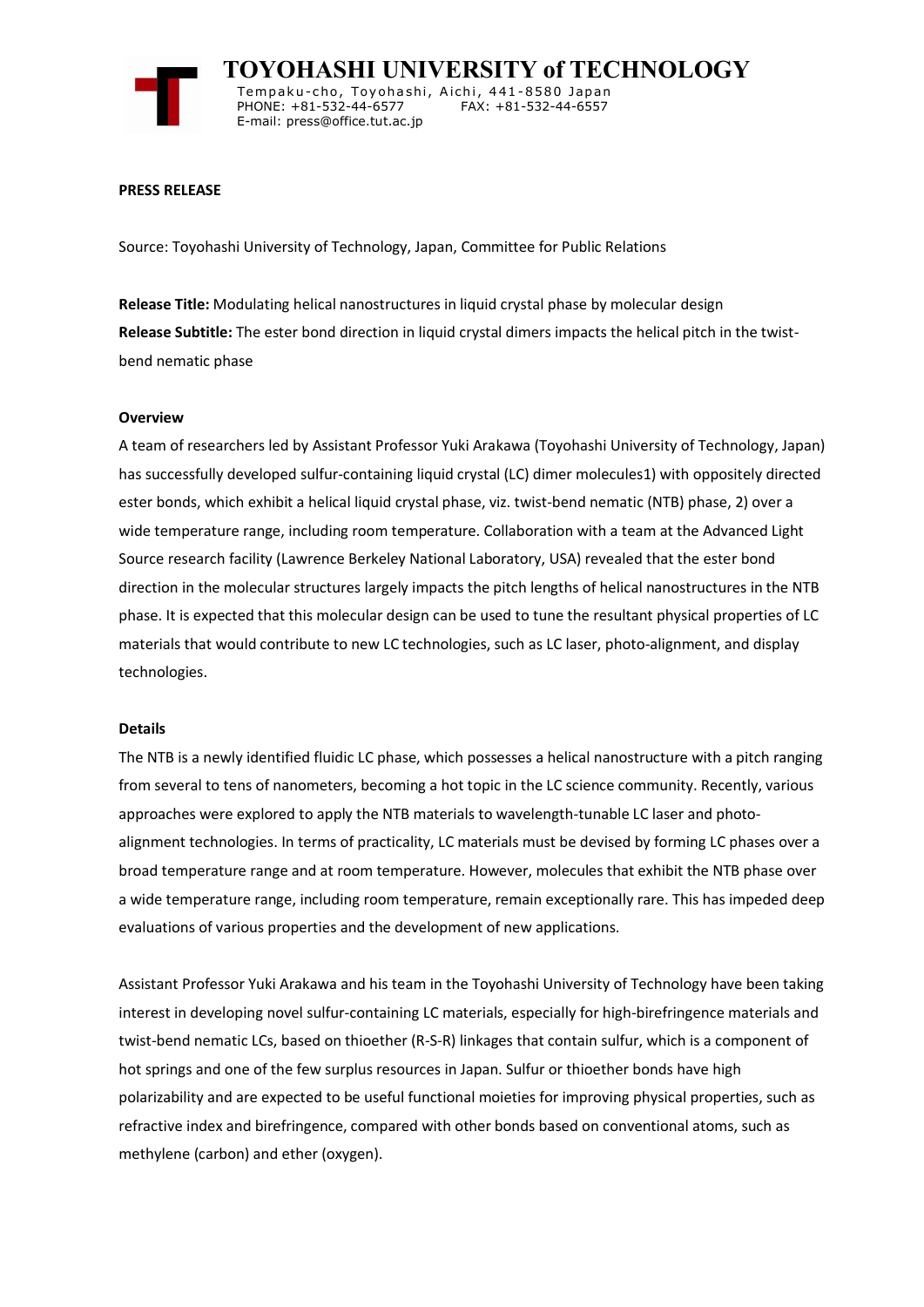# TOYOHASHI UNIVERSITY of TECHNOLOGY

Tempaku-cho, Toyohashi, Aichi, 441-8580 Japan
PHONE: +81-532-44-6577 FAX: +81-532-44-6557
E-mail: press@office.tut.ac.jp

**PRESS RELEASE**

Source: Toyohashi University of Technology, Japan, Committee for Public Relations

**Release Title:** Modulating helical nanostructures in liquid crystal phase by molecular design

**Release Subtitle:** The ester bond direction in liquid crystal dimers impacts the helical pitch in the twist-bend nematic phase

**Overview**

A team of researchers led by Assistant Professor Yuki Arakawa (Toyohashi University of Technology, Japan) has successfully developed sulfur-containing liquid crystal (LC) dimer molecules1) with oppositely directed ester bonds, which exhibit a helical liquid crystal phase, viz. twist-bend nematic (NTB) phase, 2) over a wide temperature range, including room temperature. Collaboration with a team at the Advanced Light Source research facility (Lawrence Berkeley National Laboratory, USA) revealed that the ester bond direction in the molecular structures largely impacts the pitch lengths of helical nanostructures in the NTB phase. It is expected that this molecular design can be used to tune the resultant physical properties of LC materials that would contribute to new LC technologies, such as LC laser, photo-alignment, and display technologies.

**Details**

The NTB is a newly identified fluidic LC phase, which possesses a helical nanostructure with a pitch ranging from several to tens of nanometers, becoming a hot topic in the LC science community. Recently, various approaches were explored to apply the NTB materials to wavelength-tunable LC laser and photo-alignment technologies. In terms of practicality, LC materials must be devised by forming LC phases over a broad temperature range and at room temperature. However, molecules that exhibit the NTB phase over a wide temperature range, including room temperature, remain exceptionally rare. This has impeded deep evaluations of various properties and the development of new applications.

Assistant Professor Yuki Arakawa and his team in the Toyohashi University of Technology have been taking interest in developing novel sulfur-containing LC materials, especially for high-birefringence materials and twist-bend nematic LCs, based on thioether (R-S-R) linkages that contain sulfur, which is a component of hot springs and one of the few surplus resources in Japan. Sulfur or thioether bonds have high polarizability and are expected to be useful functional moieties for improving physical properties, such as refractive index and birefringence, compared with other bonds based on conventional atoms, such as methylene (carbon) and ether (oxygen).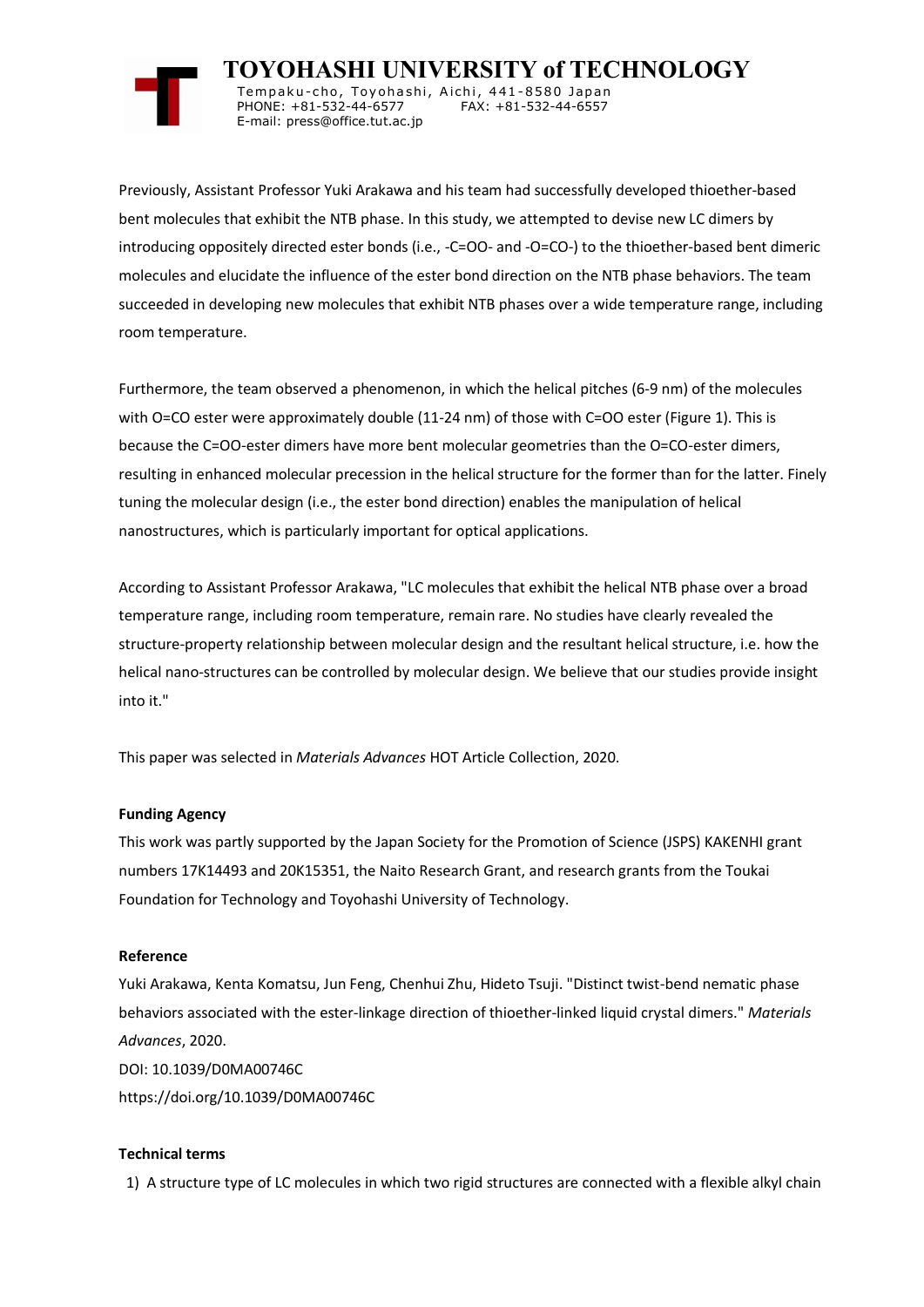Previously, Assistant Professor Yuki Arakawa and his team had successfully developed thioether-based bent molecules that exhibit the NTB phase. In this study, we attempted to devise new LC dimers by introducing oppositely directed ester bonds (i.e., -C=OO- and -O=CO-) to the thioether-based bent dimeric molecules and elucidate the influence of the ester bond direction on the NTB phase behaviors. The team succeeded in developing new molecules that exhibit NTB phases over a wide temperature range, including room temperature.

Furthermore, the team observed a phenomenon, in which the helical pitches (6-9 nm) of the molecules with O=CO ester were approximately double (11-24 nm) of those with C=OO ester (Figure 1). This is because the C=OO-ester dimers have more bent molecular geometries than the O=CO-ester dimers, resulting in enhanced molecular precession in the helical structure for the former than for the latter. Finely tuning the molecular design (i.e., the ester bond direction) enables the manipulation of helical nanostructures, which is particularly important for optical applications.

According to Assistant Professor Arakawa, "LC molecules that exhibit the helical NTB phase over a broad temperature range, including room temperature, remain rare. No studies have clearly revealed the structure-property relationship between molecular design and the resultant helical structure, i.e. how the helical nano-structures can be controlled by molecular design. We believe that our studies provide insight into it."

This paper was selected in *Materials Advances* HOT Article Collection, 2020.

**Funding Agency**

This work was partly supported by the Japan Society for the Promotion of Science (JSPS) KAKENHI grant numbers 17K14493 and 20K15351, the Naito Research Grant, and research grants from the Toukai Foundation for Technology and Toyohashi University of Technology.

**Reference**

Yuki Arakawa, Kenta Komatsu, Jun Feng, Chenhui Zhu, Hideto Tsuji. "Distinct twist-bend nematic phase behaviors associated with the ester-linkage direction of thioether-linked liquid crystal dimers." *Materials Advances*, 2020.
DOI: 10.1039/D0MA00746C
https://doi.org/10.1039/D0MA00746C

**Technical terms**

1) A structure type of LC molecules in which two rigid structures are connected with a flexible alkyl chain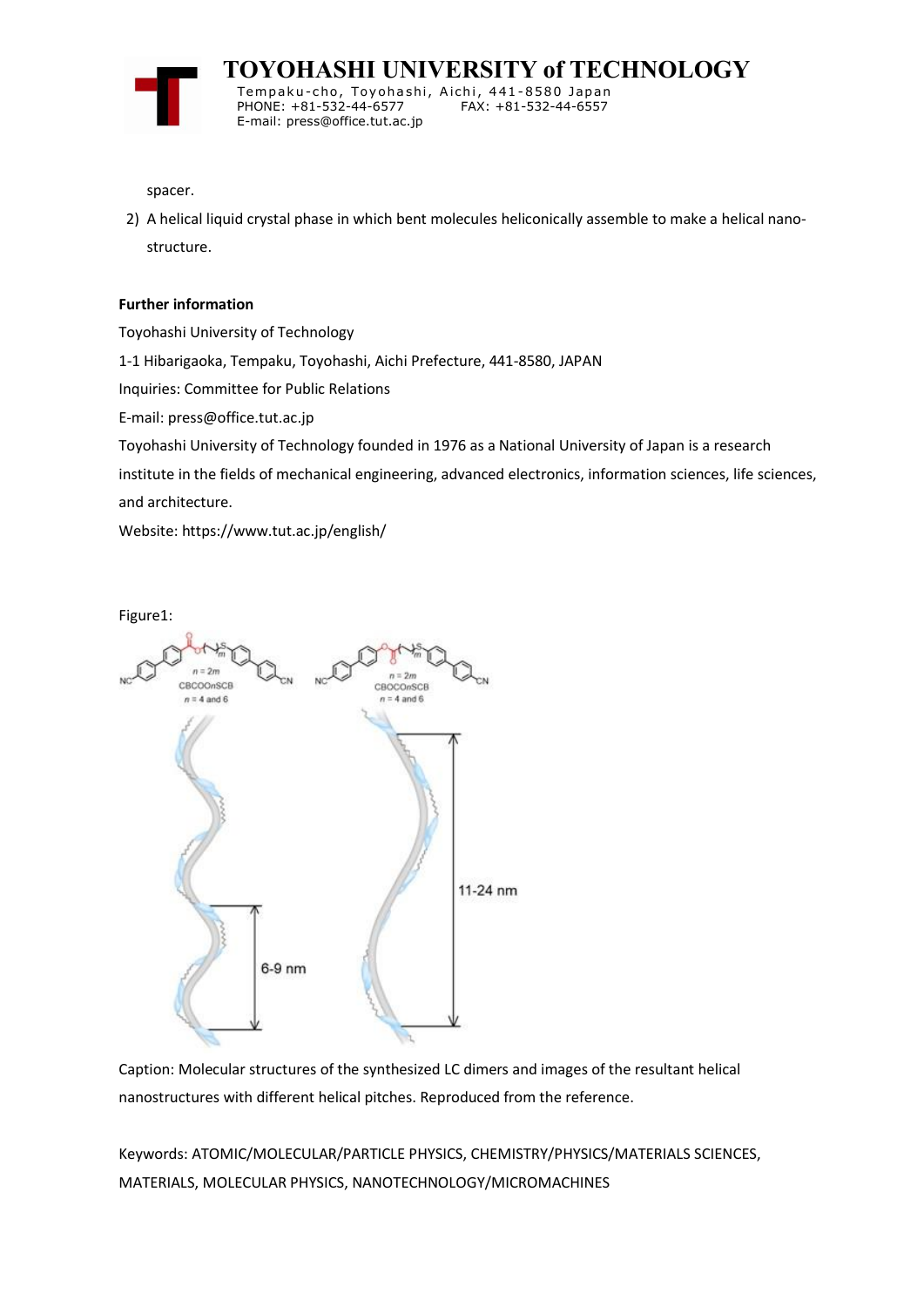spacer.

2) A helical liquid crystal phase in which bent molecules heliconically assemble to make a helical nano-structure.

**Further information**

Toyohashi University of Technology

1-1 Hibarigaoka, Tempaku, Toyohashi, Aichi Prefecture, 441-8580, JAPAN

Inquiries: Committee for Public Relations

E-mail: press@office.tut.ac.jp

Toyohashi University of Technology founded in 1976 as a National University of Japan is a research institute in the fields of mechanical engineering, advanced electronics, information sciences, life sciences, and architecture.

Website: https://www.tut.ac.jp/english/

Figure1:

NC

n = 2m

CBCOOnSCB

n = 4 and 6

CN

NC

n = 2m

CBOCOnSCB

n = 4 and 6

CN

6-9 nm

11-24 nm

Caption: Molecular structures of the synthesized LC dimers and images of the resultant helical nanostructures with different helical pitches. Reproduced from the reference.

Keywords: ATOMIC/MOLECULAR/PARTICLE PHYSICS, CHEMISTRY/PHYSICS/MATERIALS SCIENCES, MATERIALS, MOLECULAR PHYSICS, NANOTECHNOLOGY/MICROMACHINES